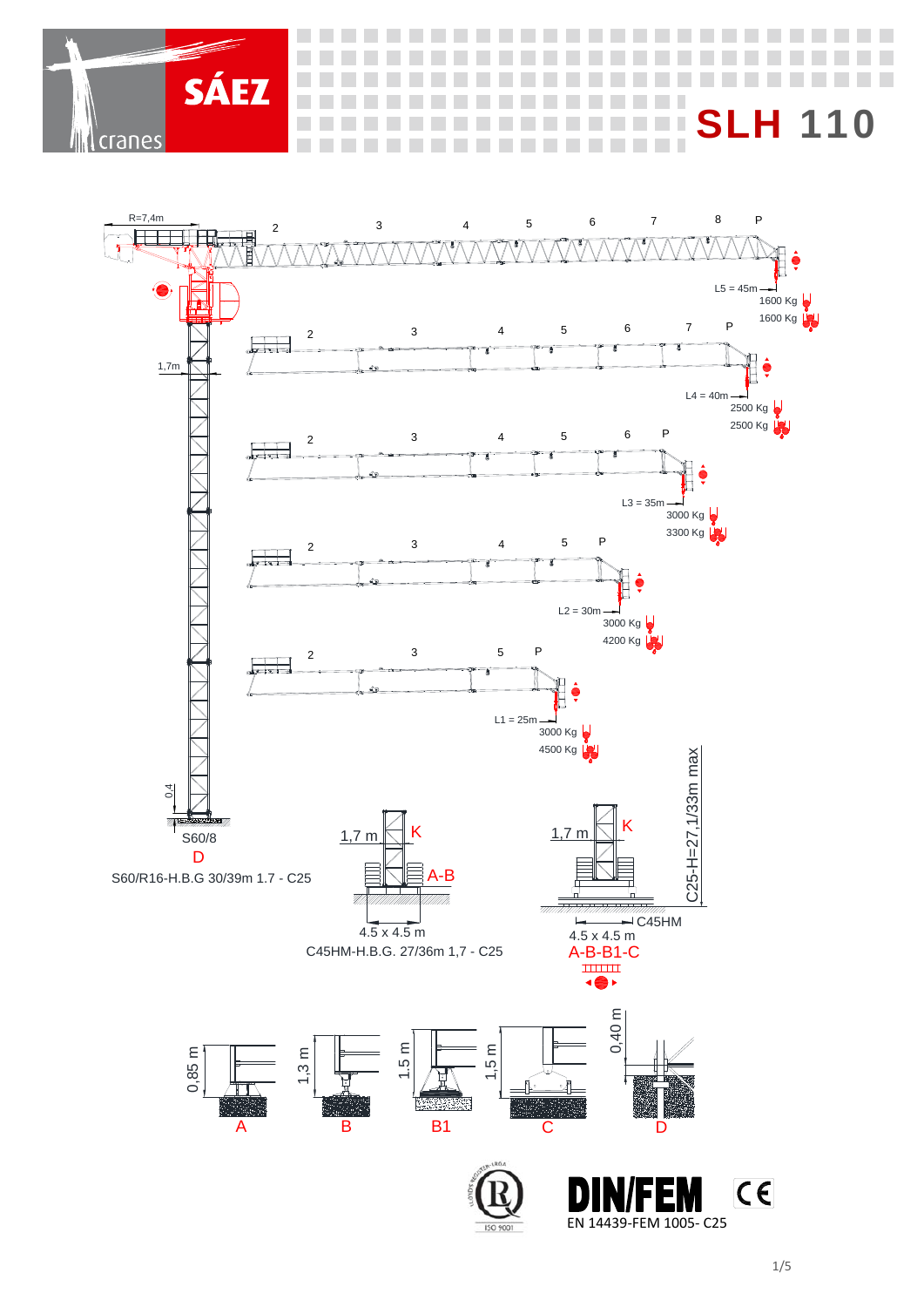SÁEZ cranes

# SLH 110

R=7,4m

2 3 4 5 6 7 8 P

L5 = 45m
1600 Kg
1600 Kg

2 3 4 5 6 7 P

L4 = 40m
2500 Kg
2500 Kg

2 3 4 5 6 P

L3 = 35m
3000 Kg
3300 Kg

2 3 4 5 P

L2 = 30m
3000 Kg
4200 Kg

2 3 5 P

L1 = 25m
3000 Kg
4500 Kg

1,7m

0,4

S60/8
D

S60/R16-H.B.G 30/39m 1.7 - C25

1,7 m K A-B

4.5 x 4.5 m

C45HM-H.B.G. 27/36m 1,7 - C25

1,7 m K

C25-H=27,1/33m max

C45HM

4.5 x 4.5 m

A-B-B1-C

0,85 m — A

1,3 m — B

1,5 m — B1

1,5 m — C

0,40 m — D

DIN/FEM
EN 14439-FEM 1005- C25

ISO 9001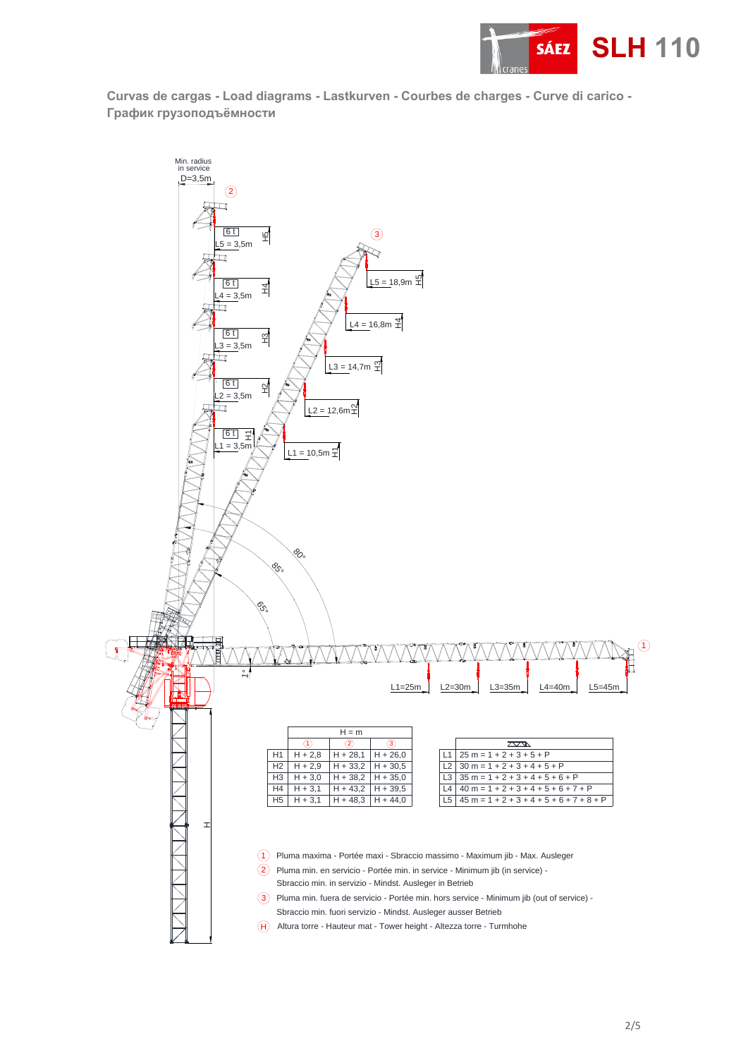# SLH 110

## Curvas de cargas - Load diagrams - Lastkurven - Courbes de charges - Curve di carico - График грузоподъёмности

Min. radius in service D=3,5m

| | H = m | | |
|---|---|---|---|
| | 1 | 2 | 3 |
| H1 | H + 2,8 | H + 28,1 | H + 26,0 |
| H2 | H + 2,9 | H + 33,2 | H + 30,5 |
| H3 | H + 3,0 | H + 38,2 | H + 35,0 |
| H4 | H + 3,1 | H + 43,2 | H + 39,5 |
| H5 | H + 3,1 | H + 48,3 | H + 44,0 |

| | |
|---|---|
| L1 | 25 m = 1 + 2 + 3 + 5 + P |
| L2 | 30 m = 1 + 2 + 3 + 4 + 5 + P |
| L3 | 35 m = 1 + 2 + 3 + 4 + 5 + 6 + P |
| L4 | 40 m = 1 + 2 + 3 + 4 + 5 + 6 + 7 + P |
| L5 | 45 m = 1 + 2 + 3 + 4 + 5 + 6 + 7 + 8 + P |

1. Pluma maxima - Portée maxi - Sbraccio massimo - Maximum jib - Max. Ausleger
2. Pluma min. en servicio - Portée min. in service - Minimum jib (in service) - Sbraccio min. in servizio - Mindst. Ausleger in Betrieb
3. Pluma min. fuera de servicio - Portée min. hors service - Minimum jib (out of service) - Sbraccio min. fuori servizio - Mindst. Ausleger ausser Betrieb

H. Altura torre - Hauteur mat - Tower height - Altezza torre - Turmhohe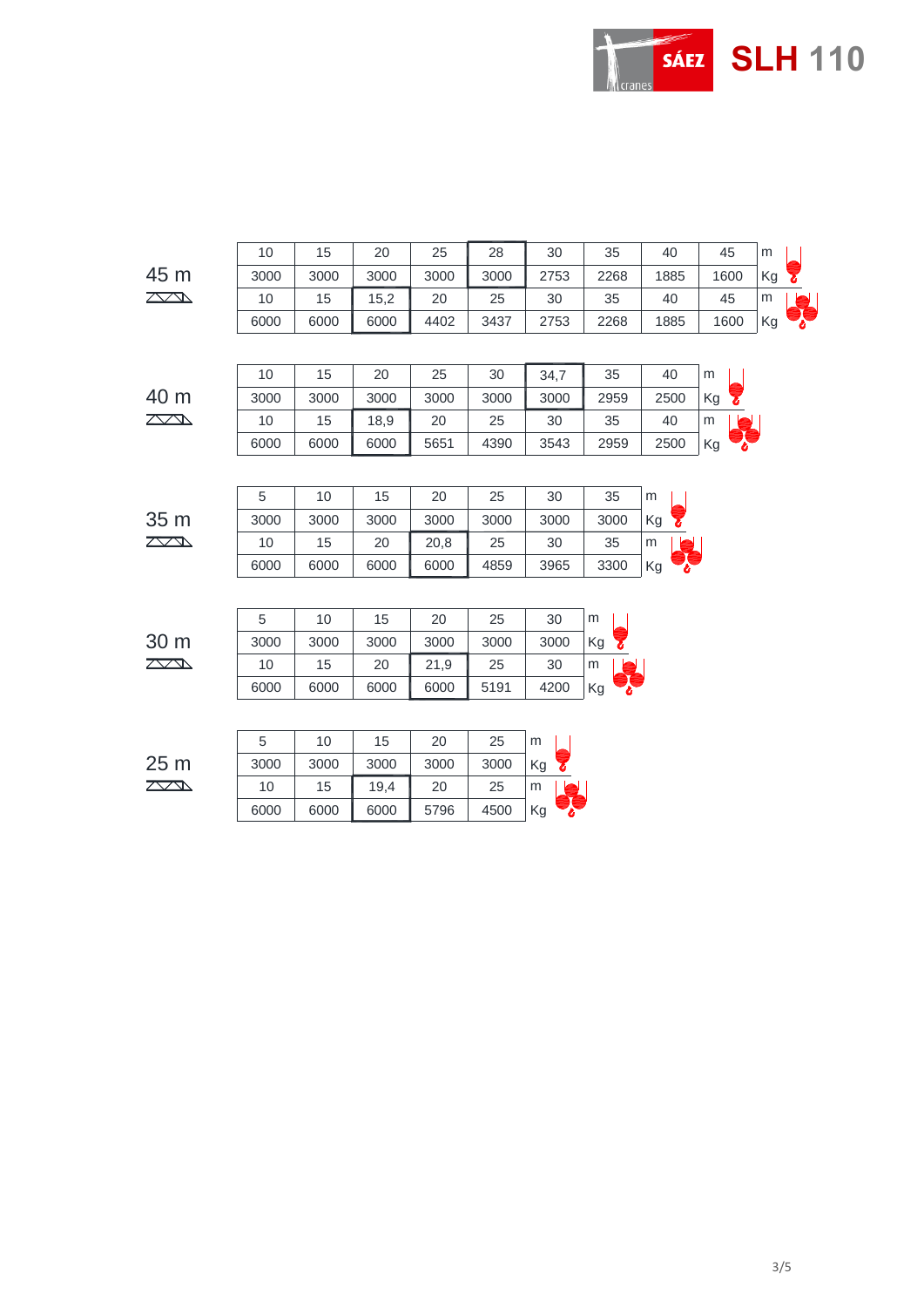SÁEZ cranes **SLH 110**

**45 m**

| 10 | 15 | 20 | 25 | 28 | 30 | 35 | 40 | 45 | m |
|---|---|---|---|---|---|---|---|---|---|
| 3000 | 3000 | 3000 | 3000 | 3000 | 2753 | 2268 | 1885 | 1600 | Kg |
| 10 | 15 | 15,2 | 20 | 25 | 30 | 35 | 40 | 45 | m |
| 6000 | 6000 | 6000 | 4402 | 3437 | 2753 | 2268 | 1885 | 1600 | Kg |

**40 m**

| 10 | 15 | 20 | 25 | 30 | 34,7 | 35 | 40 | m |
|---|---|---|---|---|---|---|---|---|
| 3000 | 3000 | 3000 | 3000 | 3000 | 3000 | 2959 | 2500 | Kg |
| 10 | 15 | 18,9 | 20 | 25 | 30 | 35 | 40 | m |
| 6000 | 6000 | 6000 | 5651 | 4390 | 3543 | 2959 | 2500 | Kg |

**35 m**

| 5 | 10 | 15 | 20 | 25 | 30 | 35 | m |
|---|---|---|---|---|---|---|---|
| 3000 | 3000 | 3000 | 3000 | 3000 | 3000 | 3000 | Kg |
| 10 | 15 | 20 | 20,8 | 25 | 30 | 35 | m |
| 6000 | 6000 | 6000 | 6000 | 4859 | 3965 | 3300 | Kg |

**30 m**

| 5 | 10 | 15 | 20 | 25 | 30 | m |
|---|---|---|---|---|---|---|
| 3000 | 3000 | 3000 | 3000 | 3000 | 3000 | Kg |
| 10 | 15 | 20 | 21,9 | 25 | 30 | m |
| 6000 | 6000 | 6000 | 6000 | 5191 | 4200 | Kg |

**25 m**

| 5 | 10 | 15 | 20 | 25 | m |
|---|---|---|---|---|---|
| 3000 | 3000 | 3000 | 3000 | 3000 | Kg |
| 10 | 15 | 19,4 | 20 | 25 | m |
| 6000 | 6000 | 6000 | 5796 | 4500 | Kg |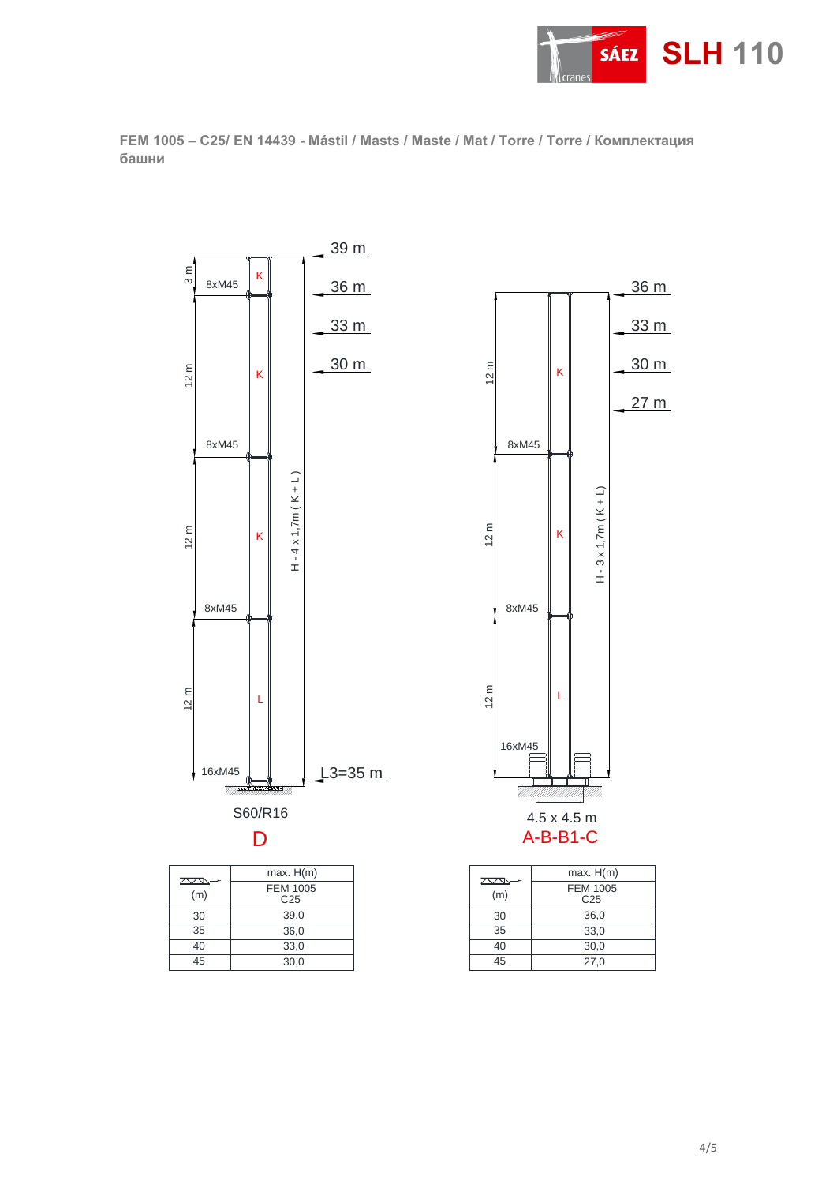**FEM 1005 – C25/ EN 14439 - Mástil / Masts / Maste / Mat / Torre / Torre / Комплектация башни**

3 m | 8xM45 | K | 39 m | 36 m | 33 m | 30 m

12 m | K

8xM45

12 m | K | H - 4 x 1,7m ( K + L )

8xM45

12 m | L

16xM45 | L3=35 m

S60/R16

D

| (m) | max. H(m) FEM 1005 C25 |
|---|---|
| 30 | 39,0 |
| 35 | 36,0 |
| 40 | 33,0 |
| 45 | 30,0 |

36 m | 33 m | 30 m | 27 m

12 m | K

8xM45

12 m | K | H - 3 x 1,7m ( K + L )

8xM45

12 m | L

16xM45

4.5 x 4.5 m

A-B-B1-C

| (m) | max. H(m) FEM 1005 C25 |
|---|---|
| 30 | 36,0 |
| 35 | 33,0 |
| 40 | 30,0 |
| 45 | 27,0 |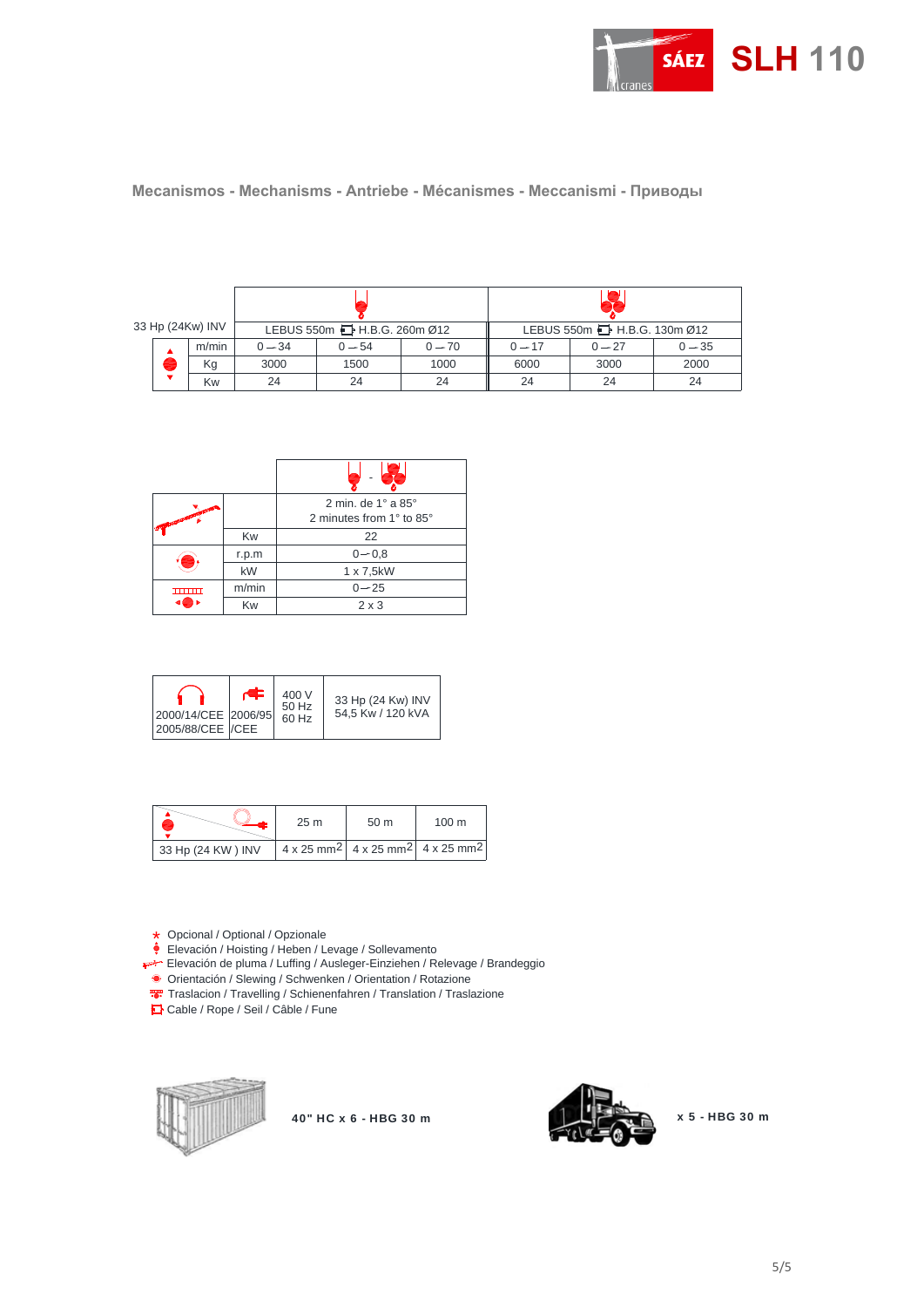# SLH 110

## Mecanismos - Mechanisms - Antriebe - Mécanismes - Meccanismi - Приводы

| 33 Hp (24Kw) INV | | LEBUS 550m H.B.G. 260m Ø12 | | | LEBUS 550m H.B.G. 130m Ø12 | | |
|---|---|---|---|---|---|---|---|
| | m/min | 0 — 34 | 0 — 54 | 0 — 70 | 0 — 17 | 0 — 27 | 0 — 35 |
| | Kg | 3000 | 1500 | 1000 | 6000 | 3000 | 2000 |
| | Kw | 24 | 24 | 24 | 24 | 24 | 24 |

| | | - |
|---|---|---|
| Luffing | | 2 min. de 1° a 85°<br>2 minutes from 1° to 85° |
| | Kw | 22 |
| Slewing | r.p.m | 0 — 0,8 |
| | kW | 1 x 7,5kW |
| Travelling | m/min | 0 — 25 |
| | Kw | 2 x 3 |

| | | | |
|---|---|---|---|
| 2000/14/CEE<br>2005/88/CEE | 2006/95<br>/CEE | 400 V<br>50 Hz<br>60 Hz | 33 Hp (24 Kw) INV<br>54,5 Kw / 120 kVA |

| | 25 m | 50 m | 100 m |
|---|---|---|---|
| 33 Hp (24 KW ) INV | 4 x 25 mm2 | 4 x 25 mm2 | 4 x 25 mm2 |

- ★ Opcional / Optional / Opzionale
- Elevación / Hoisting / Heben / Levage / Sollevamento
- Elevación de pluma / Luffing / Ausleger-Einziehen / Relevage / Brandeggio
- Orientación / Slewing / Schwenken / Orientation / Rotazione
- Traslacion / Travelling / Schienenfahren / Translation / Traslazione
- Cable / Rope / Seil / Câble / Fune

**40" HC x 6 - HBG 30 m**

**x 5 - HBG 30 m**